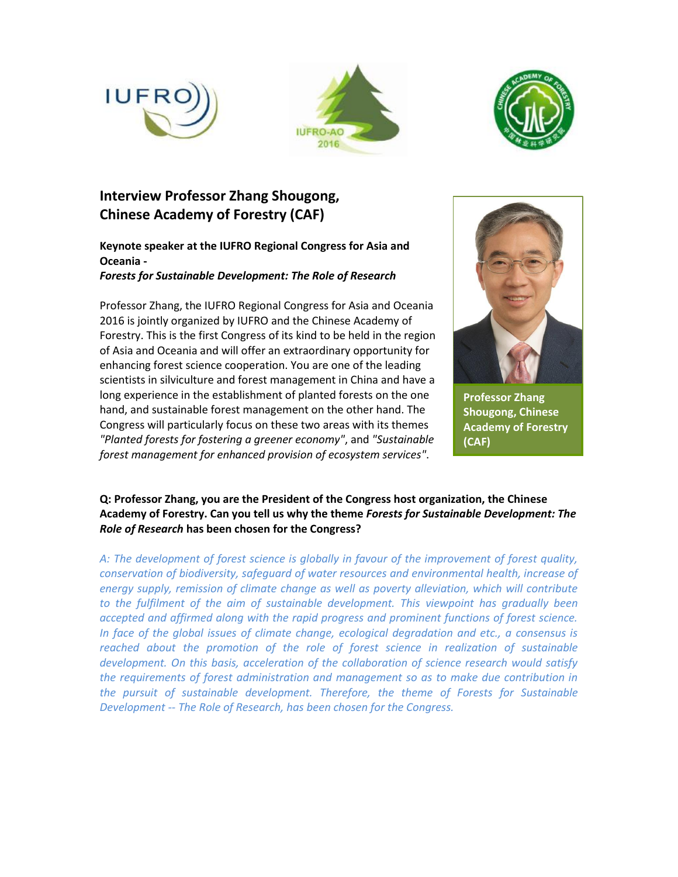# Interview Professor Zhang Shougong, Chinese Academy of Forestry (CAF)

**Keynote speaker at the IUFRO Regional Congress for Asia and Oceania -**
***Forests for Sustainable Development: The Role of Research***

Professor Zhang, the IUFRO Regional Congress for Asia and Oceania 2016 is jointly organized by IUFRO and the Chinese Academy of Forestry. This is the first Congress of its kind to be held in the region of Asia and Oceania and will offer an extraordinary opportunity for enhancing forest science cooperation. You are one of the leading scientists in silviculture and forest management in China and have a long experience in the establishment of planted forests on the one hand, and sustainable forest management on the other hand. The Congress will particularly focus on these two areas with its themes *"Planted forests for fostering a greener economy"*, and *"Sustainable forest management for enhanced provision of ecosystem services"*.

**Professor Zhang Shougong, Chinese Academy of Forestry (CAF)**

**Q: Professor Zhang, you are the President of the Congress host organization, the Chinese Academy of Forestry. Can you tell us why the theme *Forests for Sustainable Development: The Role of Research* has been chosen for the Congress?**

*A: The development of forest science is globally in favour of the improvement of forest quality, conservation of biodiversity, safeguard of water resources and environmental health, increase of energy supply, remission of climate change as well as poverty alleviation, which will contribute to the fulfilment of the aim of sustainable development. This viewpoint has gradually been accepted and affirmed along with the rapid progress and prominent functions of forest science. In face of the global issues of climate change, ecological degradation and etc., a consensus is reached about the promotion of the role of forest science in realization of sustainable development. On this basis, acceleration of the collaboration of science research would satisfy the requirements of forest administration and management so as to make due contribution in the pursuit of sustainable development. Therefore, the theme of Forests for Sustainable Development -- The Role of Research, has been chosen for the Congress.*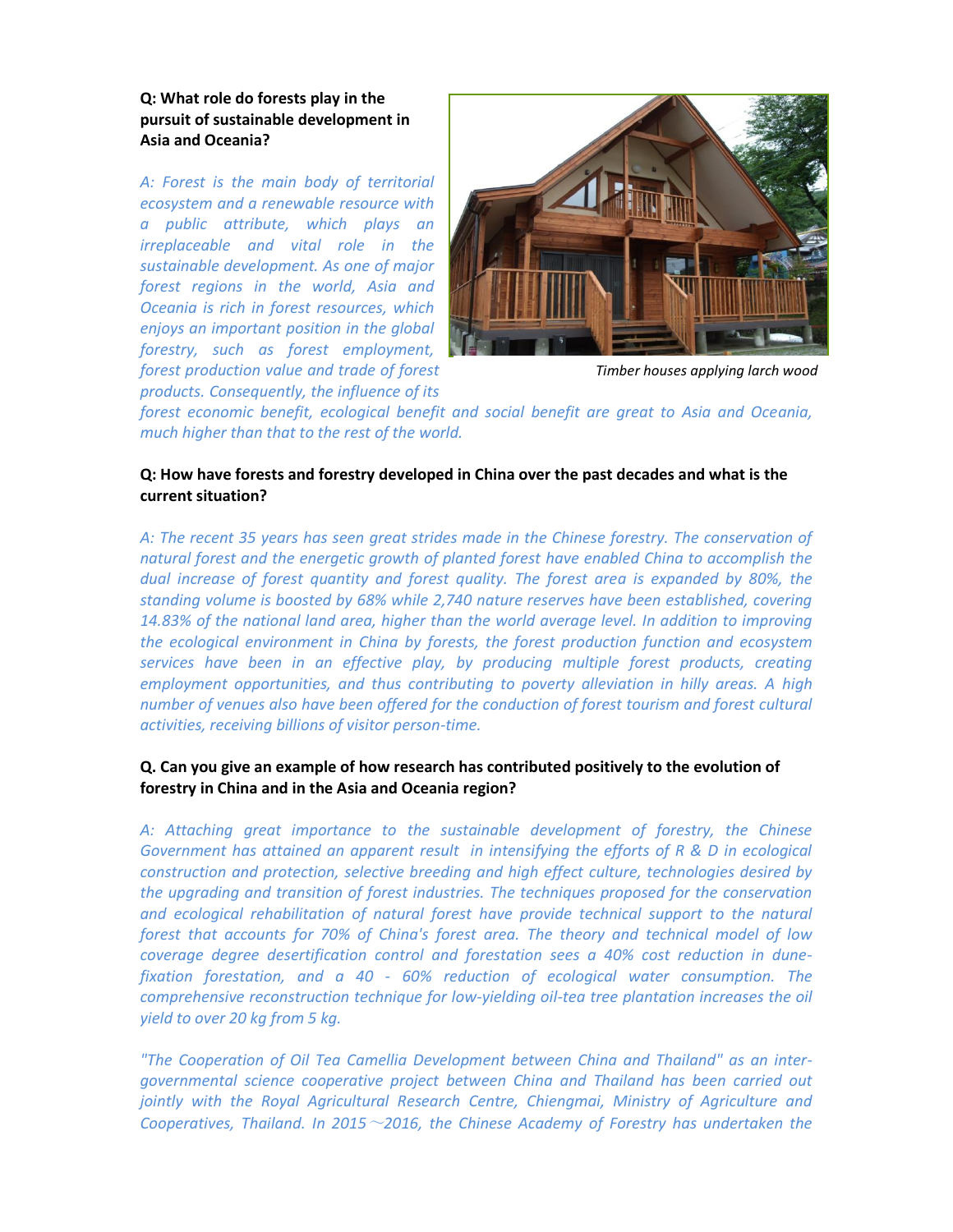**Q: What role do forests play in the pursuit of sustainable development in Asia and Oceania?**

*A: Forest is the main body of territorial ecosystem and a renewable resource with a public attribute, which plays an irreplaceable and vital role in the sustainable development. As one of major forest regions in the world, Asia and Oceania is rich in forest resources, which enjoys an important position in the global forestry, such as forest employment, forest production value and trade of forest products. Consequently, the influence of its forest economic benefit, ecological benefit and social benefit are great to Asia and Oceania, much higher than that to the rest of the world.*

*Timber houses applying larch wood*

**Q: How have forests and forestry developed in China over the past decades and what is the current situation?**

*A: The recent 35 years has seen great strides made in the Chinese forestry. The conservation of natural forest and the energetic growth of planted forest have enabled China to accomplish the dual increase of forest quantity and forest quality. The forest area is expanded by 80%, the standing volume is boosted by 68% while 2,740 nature reserves have been established, covering 14.83% of the national land area, higher than the world average level. In addition to improving the ecological environment in China by forests, the forest production function and ecosystem services have been in an effective play, by producing multiple forest products, creating employment opportunities, and thus contributing to poverty alleviation in hilly areas. A high number of venues also have been offered for the conduction of forest tourism and forest cultural activities, receiving billions of visitor person-time.*

**Q. Can you give an example of how research has contributed positively to the evolution of forestry in China and in the Asia and Oceania region?**

*A: Attaching great importance to the sustainable development of forestry, the Chinese Government has attained an apparent result in intensifying the efforts of R & D in ecological construction and protection, selective breeding and high effect culture, technologies desired by the upgrading and transition of forest industries. The techniques proposed for the conservation and ecological rehabilitation of natural forest have provide technical support to the natural forest that accounts for 70% of China's forest area. The theory and technical model of low coverage degree desertification control and forestation sees a 40% cost reduction in dune-fixation forestation, and a 40 - 60% reduction of ecological water consumption. The comprehensive reconstruction technique for low-yielding oil-tea tree plantation increases the oil yield to over 20 kg from 5 kg.*

*"The Cooperation of Oil Tea Camellia Development between China and Thailand" as an inter-governmental science cooperative project between China and Thailand has been carried out jointly with the Royal Agricultural Research Centre, Chiengmai, Ministry of Agriculture and Cooperatives, Thailand. In 2015～2016, the Chinese Academy of Forestry has undertaken the*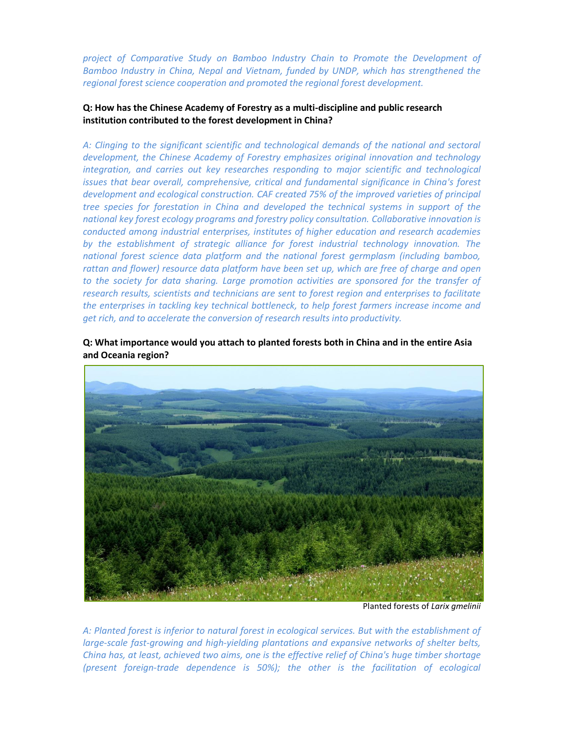*project of Comparative Study on Bamboo Industry Chain to Promote the Development of Bamboo Industry in China, Nepal and Vietnam, funded by UNDP, which has strengthened the regional forest science cooperation and promoted the regional forest development.*

**Q: How has the Chinese Academy of Forestry as a multi-discipline and public research institution contributed to the forest development in China?**

*A: Clinging to the significant scientific and technological demands of the national and sectoral development, the Chinese Academy of Forestry emphasizes original innovation and technology integration, and carries out key researches responding to major scientific and technological issues that bear overall, comprehensive, critical and fundamental significance in China's forest development and ecological construction. CAF created 75% of the improved varieties of principal tree species for forestation in China and developed the technical systems in support of the national key forest ecology programs and forestry policy consultation. Collaborative innovation is conducted among industrial enterprises, institutes of higher education and research academies by the establishment of strategic alliance for forest industrial technology innovation. The national forest science data platform and the national forest germplasm (including bamboo, rattan and flower) resource data platform have been set up, which are free of charge and open to the society for data sharing. Large promotion activities are sponsored for the transfer of research results, scientists and technicians are sent to forest region and enterprises to facilitate the enterprises in tackling key technical bottleneck, to help forest farmers increase income and get rich, and to accelerate the conversion of research results into productivity.*

**Q: What importance would you attach to planted forests both in China and in the entire Asia and Oceania region?**

Planted forests of *Larix gmelinii*

*A: Planted forest is inferior to natural forest in ecological services. But with the establishment of large-scale fast-growing and high-yielding plantations and expansive networks of shelter belts, China has, at least, achieved two aims, one is the effective relief of China's huge timber shortage (present foreign-trade dependence is 50%); the other is the facilitation of ecological*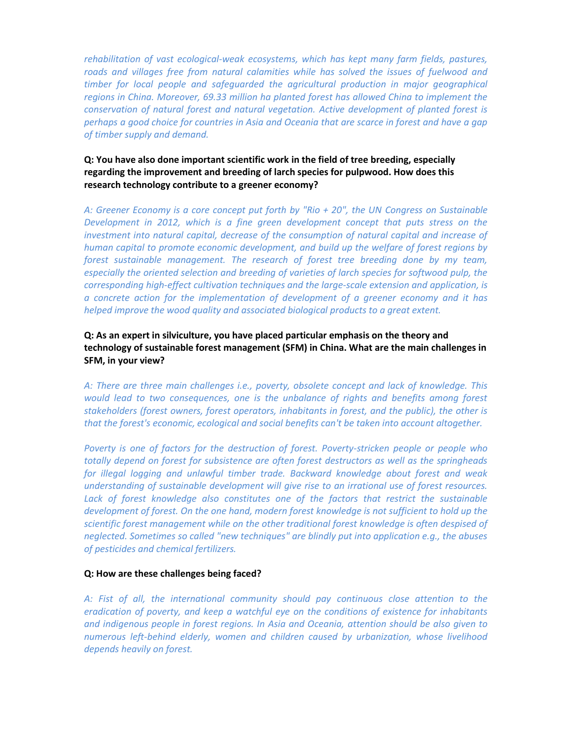*rehabilitation of vast ecological-weak ecosystems, which has kept many farm fields, pastures, roads and villages free from natural calamities while has solved the issues of fuelwood and timber for local people and safeguarded the agricultural production in major geographical regions in China. Moreover, 69.33 million ha planted forest has allowed China to implement the conservation of natural forest and natural vegetation. Active development of planted forest is perhaps a good choice for countries in Asia and Oceania that are scarce in forest and have a gap of timber supply and demand.*

**Q: You have also done important scientific work in the field of tree breeding, especially regarding the improvement and breeding of larch species for pulpwood. How does this research technology contribute to a greener economy?**

*A: Greener Economy is a core concept put forth by "Rio + 20", the UN Congress on Sustainable Development in 2012, which is a fine green development concept that puts stress on the investment into natural capital, decrease of the consumption of natural capital and increase of human capital to promote economic development, and build up the welfare of forest regions by forest sustainable management. The research of forest tree breeding done by my team, especially the oriented selection and breeding of varieties of larch species for softwood pulp, the corresponding high-effect cultivation techniques and the large-scale extension and application, is a concrete action for the implementation of development of a greener economy and it has helped improve the wood quality and associated biological products to a great extent.*

**Q: As an expert in silviculture, you have placed particular emphasis on the theory and technology of sustainable forest management (SFM) in China. What are the main challenges in SFM, in your view?**

*A: There are three main challenges i.e., poverty, obsolete concept and lack of knowledge. This would lead to two consequences, one is the unbalance of rights and benefits among forest stakeholders (forest owners, forest operators, inhabitants in forest, and the public), the other is that the forest's economic, ecological and social benefits can't be taken into account altogether.*

*Poverty is one of factors for the destruction of forest. Poverty-stricken people or people who totally depend on forest for subsistence are often forest destructors as well as the springheads for illegal logging and unlawful timber trade. Backward knowledge about forest and weak understanding of sustainable development will give rise to an irrational use of forest resources. Lack of forest knowledge also constitutes one of the factors that restrict the sustainable development of forest. On the one hand, modern forest knowledge is not sufficient to hold up the scientific forest management while on the other traditional forest knowledge is often despised of neglected. Sometimes so called "new techniques" are blindly put into application e.g., the abuses of pesticides and chemical fertilizers.*

**Q: How are these challenges being faced?**

*A: Fist of all, the international community should pay continuous close attention to the eradication of poverty, and keep a watchful eye on the conditions of existence for inhabitants and indigenous people in forest regions. In Asia and Oceania, attention should be also given to numerous left-behind elderly, women and children caused by urbanization, whose livelihood depends heavily on forest.*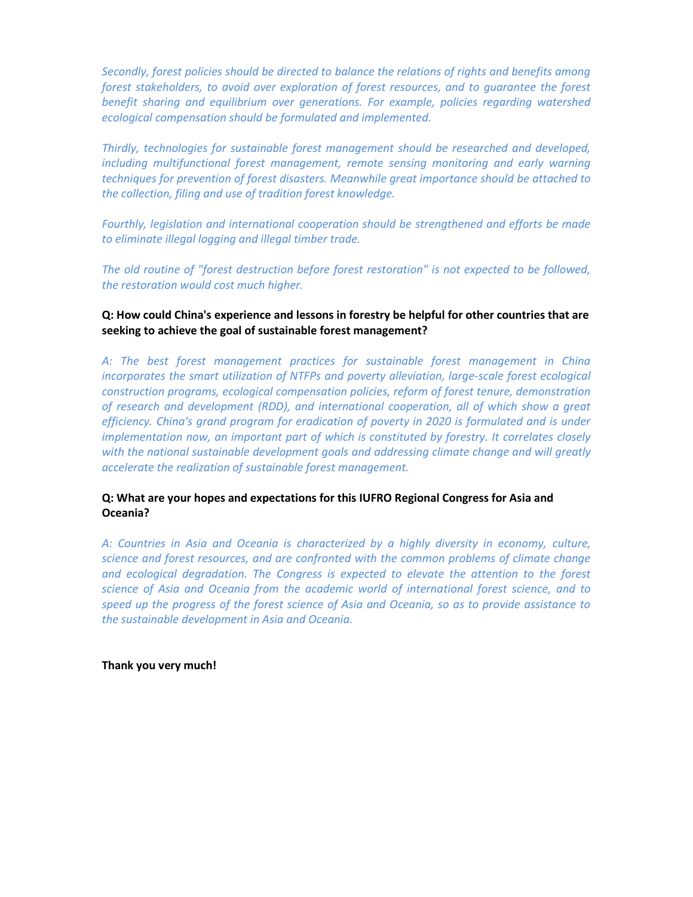*Secondly, forest policies should be directed to balance the relations of rights and benefits among forest stakeholders, to avoid over exploration of forest resources, and to guarantee the forest benefit sharing and equilibrium over generations. For example, policies regarding watershed ecological compensation should be formulated and implemented.*

*Thirdly, technologies for sustainable forest management should be researched and developed, including multifunctional forest management, remote sensing monitoring and early warning techniques for prevention of forest disasters. Meanwhile great importance should be attached to the collection, filing and use of tradition forest knowledge.*

*Fourthly, legislation and international cooperation should be strengthened and efforts be made to eliminate illegal logging and illegal timber trade.*

*The old routine of "forest destruction before forest restoration" is not expected to be followed, the restoration would cost much higher.*

**Q: How could China's experience and lessons in forestry be helpful for other countries that are seeking to achieve the goal of sustainable forest management?**

*A: The best forest management practices for sustainable forest management in China incorporates the smart utilization of NTFPs and poverty alleviation, large-scale forest ecological construction programs, ecological compensation policies, reform of forest tenure, demonstration of research and development (RDD), and international cooperation, all of which show a great efficiency. China's grand program for eradication of poverty in 2020 is formulated and is under implementation now, an important part of which is constituted by forestry. It correlates closely with the national sustainable development goals and addressing climate change and will greatly accelerate the realization of sustainable forest management.*

**Q: What are your hopes and expectations for this IUFRO Regional Congress for Asia and Oceania?**

*A: Countries in Asia and Oceania is characterized by a highly diversity in economy, culture, science and forest resources, and are confronted with the common problems of climate change and ecological degradation. The Congress is expected to elevate the attention to the forest science of Asia and Oceania from the academic world of international forest science, and to speed up the progress of the forest science of Asia and Oceania, so as to provide assistance to the sustainable development in Asia and Oceania.*

**Thank you very much!**